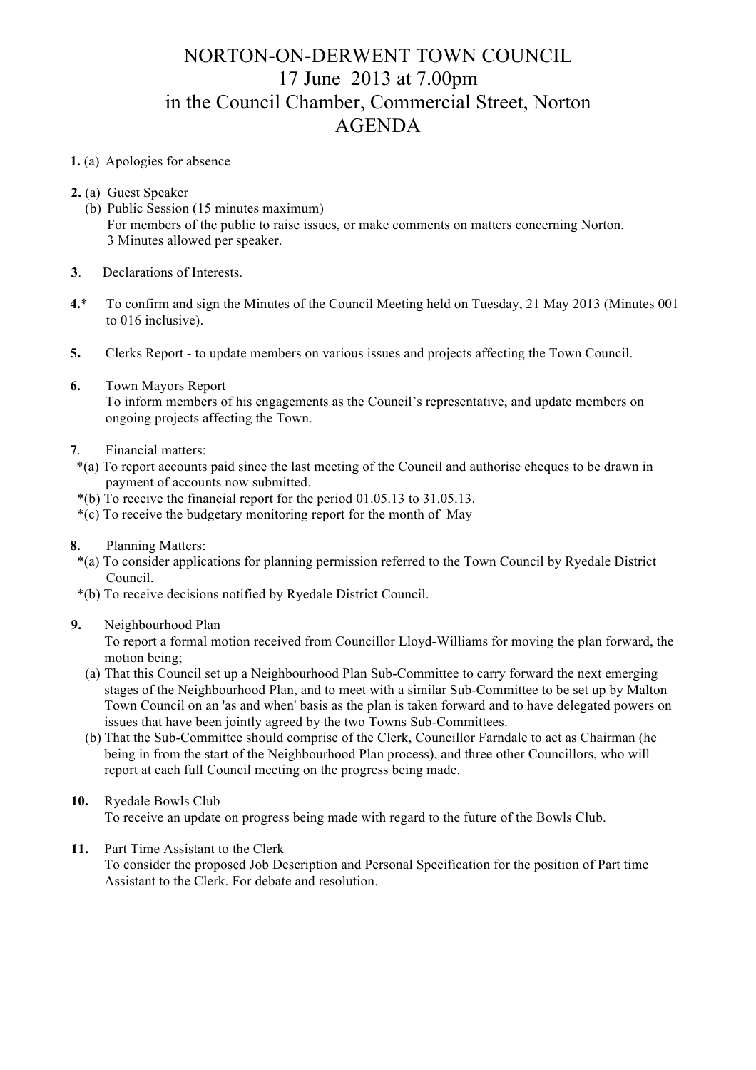# NORTON-ON-DERWENT TOWN COUNCIL
## 17 June 2013 at 7.00pm
## in the Council Chamber, Commercial Street, Norton
## AGENDA

**1.** (a) Apologies for absence

**2.** (a) Guest Speaker
(b) Public Session (15 minutes maximum)
For members of the public to raise issues, or make comments on matters concerning Norton.
3 Minutes allowed per speaker.

**3**. Declarations of Interests.

**4.*** To confirm and sign the Minutes of the Council Meeting held on Tuesday, 21 May 2013 (Minutes 001 to 016 inclusive).

**5.** Clerks Report - to update members on various issues and projects affecting the Town Council.

**6.** Town Mayors Report
To inform members of his engagements as the Council's representative, and update members on ongoing projects affecting the Town.

**7**. Financial matters:
*(a) To report accounts paid since the last meeting of the Council and authorise cheques to be drawn in payment of accounts now submitted.
*(b) To receive the financial report for the period 01.05.13 to 31.05.13.
*(c) To receive the budgetary monitoring report for the month of May

**8.** Planning Matters:
*(a) To consider applications for planning permission referred to the Town Council by Ryedale District Council.
*(b) To receive decisions notified by Ryedale District Council.

**9.** Neighbourhood Plan
To report a formal motion received from Councillor Lloyd-Williams for moving the plan forward, the motion being;
(a) That this Council set up a Neighbourhood Plan Sub-Committee to carry forward the next emerging stages of the Neighbourhood Plan, and to meet with a similar Sub-Committee to be set up by Malton Town Council on an 'as and when' basis as the plan is taken forward and to have delegated powers on issues that have been jointly agreed by the two Towns Sub-Committees.
(b) That the Sub-Committee should comprise of the Clerk, Councillor Farndale to act as Chairman (he being in from the start of the Neighbourhood Plan process), and three other Councillors, who will report at each full Council meeting on the progress being made.

**10.** Ryedale Bowls Club
To receive an update on progress being made with regard to the future of the Bowls Club.

**11.** Part Time Assistant to the Clerk
To consider the proposed Job Description and Personal Specification for the position of Part time Assistant to the Clerk. For debate and resolution.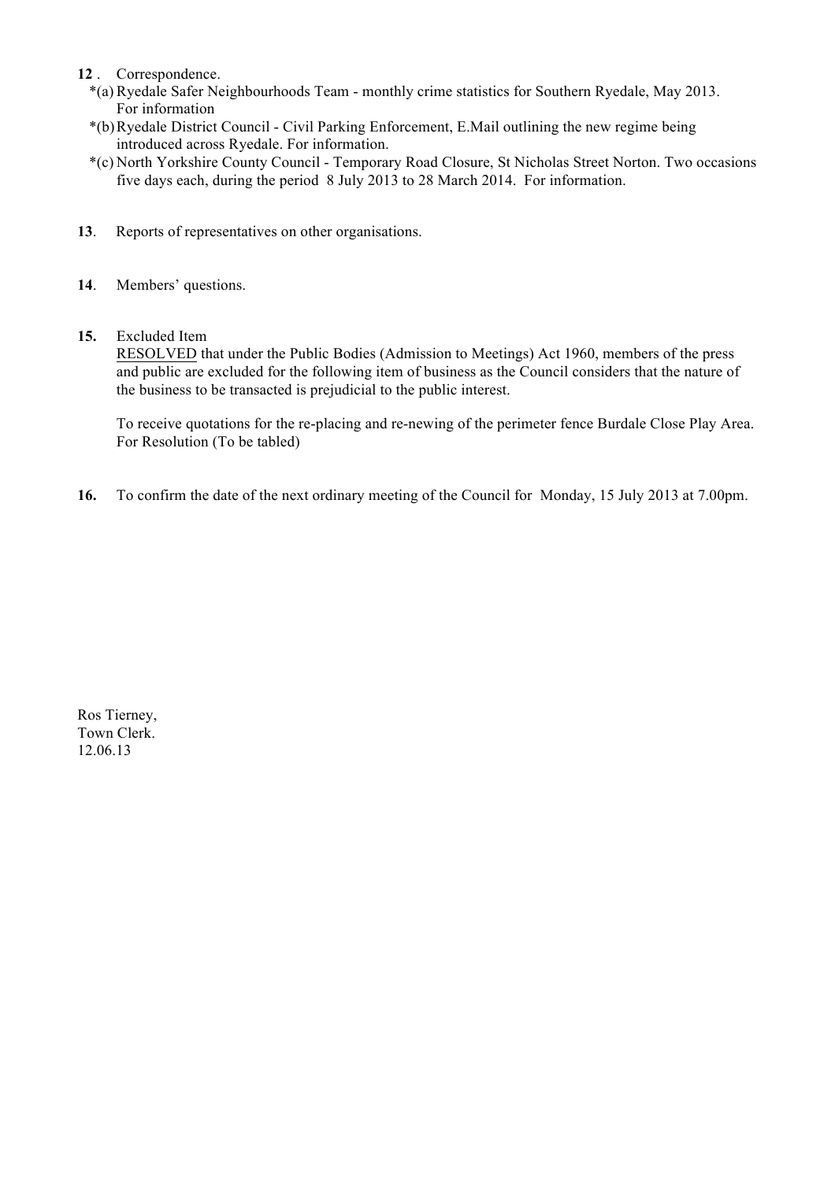**12**. Correspondence.

*(a) Ryedale Safer Neighbourhoods Team - monthly crime statistics for Southern Ryedale, May 2013. For information

*(b) Ryedale District Council - Civil Parking Enforcement, E.Mail outlining the new regime being introduced across Ryedale. For information.

*(c) North Yorkshire County Council - Temporary Road Closure, St Nicholas Street Norton. Two occasions five days each, during the period 8 July 2013 to 28 March 2014. For information.

**13**. Reports of representatives on other organisations.

**14**. Members' questions.

**15.** Excluded Item

<u>RESOLVED</u> that under the Public Bodies (Admission to Meetings) Act 1960, members of the press and public are excluded for the following item of business as the Council considers that the nature of the business to be transacted is prejudicial to the public interest.

To receive quotations for the re-placing and re-newing of the perimeter fence Burdale Close Play Area. For Resolution (To be tabled)

**16.** To confirm the date of the next ordinary meeting of the Council for Monday, 15 July 2013 at 7.00pm.

Ros Tierney,
Town Clerk.
12.06.13